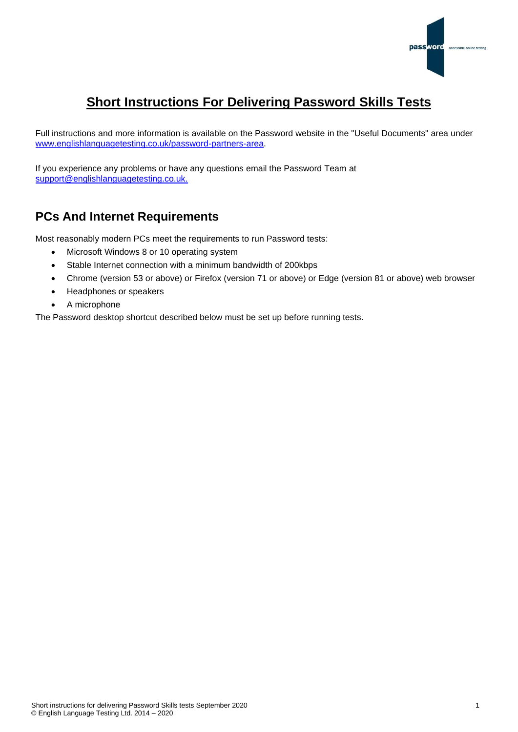# Short Instructions For Delivering Password Skills Tests

Full instructions and more information is available on the Password website in the "Useful Documents" area under [www.englishlanguagetesting.co.uk/password-partners-area](www.englishlanguagetesting.co.uk/password-partners-area).

If you experience any problems or have any questions email the Password Team at [support@englishlanguagetesting.co.uk.](mailto:support@englishlanguagetesting.co.uk)

## PCs And Internet Requirements

Most reasonably modern PCs meet the requirements to run Password tests:

- Microsoft Windows 8 or 10 operating system
- Stable Internet connection with a minimum bandwidth of 200kbps
- Chrome (version 53 or above) or Firefox (version 71 or above) or Edge (version 81 or above) web browser
- Headphones or speakers
- A microphone

The Password desktop shortcut described below must be set up before running tests.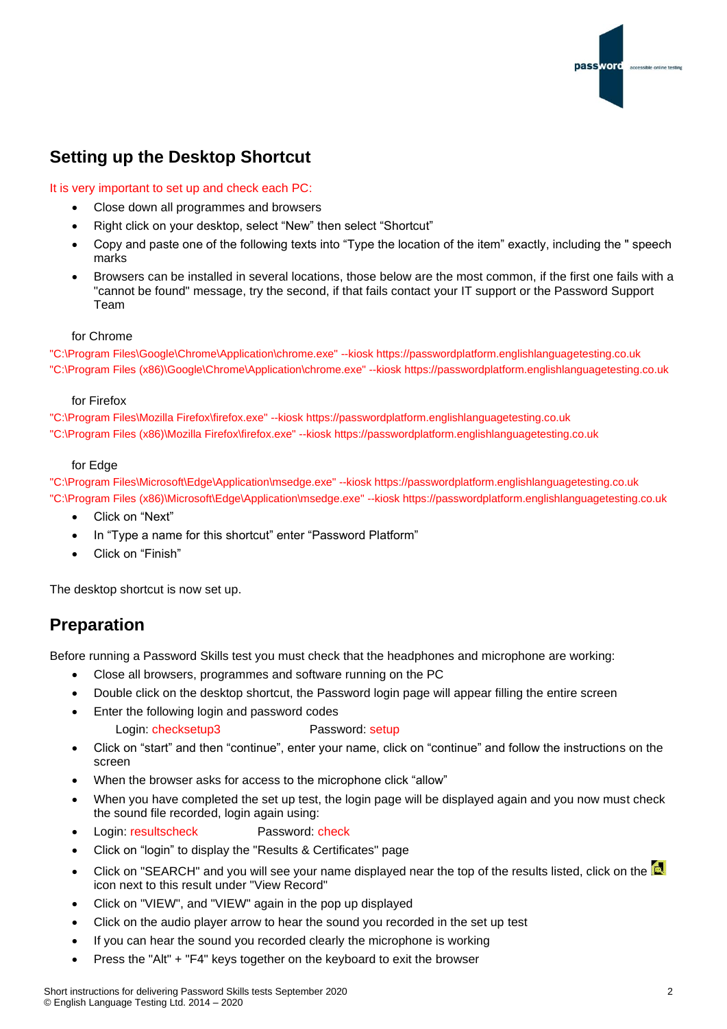## Setting up the Desktop Shortcut

It is very important to set up and check each PC:

- Close down all programmes and browsers
- Right click on your desktop, select "New" then select "Shortcut"
- Copy and paste one of the following texts into "Type the location of the item" exactly, including the " speech marks
- Browsers can be installed in several locations, those below are the most common, if the first one fails with a "cannot be found" message, try the second, if that fails contact your IT support or the Password Support Team

for Chrome

"C:\Program Files\Google\Chrome\Application\chrome.exe" --kiosk https://passwordplatform.englishlanguagetesting.co.uk

"C:\Program Files (x86)\Google\Chrome\Application\chrome.exe" --kiosk https://passwordplatform.englishlanguagetesting.co.uk

for Firefox

"C:\Program Files\Mozilla Firefox\firefox.exe" --kiosk https://passwordplatform.englishlanguagetesting.co.uk

"C:\Program Files (x86)\Mozilla Firefox\firefox.exe" --kiosk https://passwordplatform.englishlanguagetesting.co.uk

for Edge

"C:\Program Files\Microsoft\Edge\Application\msedge.exe" --kiosk https://passwordplatform.englishlanguagetesting.co.uk

"C:\Program Files (x86)\Microsoft\Edge\Application\msedge.exe" --kiosk https://passwordplatform.englishlanguagetesting.co.uk

- Click on "Next"
- In "Type a name for this shortcut" enter "Password Platform"
- Click on "Finish"

The desktop shortcut is now set up.

## Preparation

Before running a Password Skills test you must check that the headphones and microphone are working:

- Close all browsers, programmes and software running on the PC
- Double click on the desktop shortcut, the Password login page will appear filling the entire screen
- Enter the following login and password codes

  Login: checksetup3 Password: setup
- Click on "start" and then "continue", enter your name, click on "continue" and follow the instructions on the screen
- When the browser asks for access to the microphone click "allow"
- When you have completed the set up test, the login page will be displayed again and you now must check the sound file recorded, login again using:
- Login: resultscheck Password: check
- Click on "login" to display the "Results & Certificates" page
- Click on "SEARCH" and you will see your name displayed near the top of the results listed, click on the icon next to this result under "View Record"
- Click on "VIEW", and "VIEW" again in the pop up displayed
- Click on the audio player arrow to hear the sound you recorded in the set up test
- If you can hear the sound you recorded clearly the microphone is working
- Press the "Alt" + "F4" keys together on the keyboard to exit the browser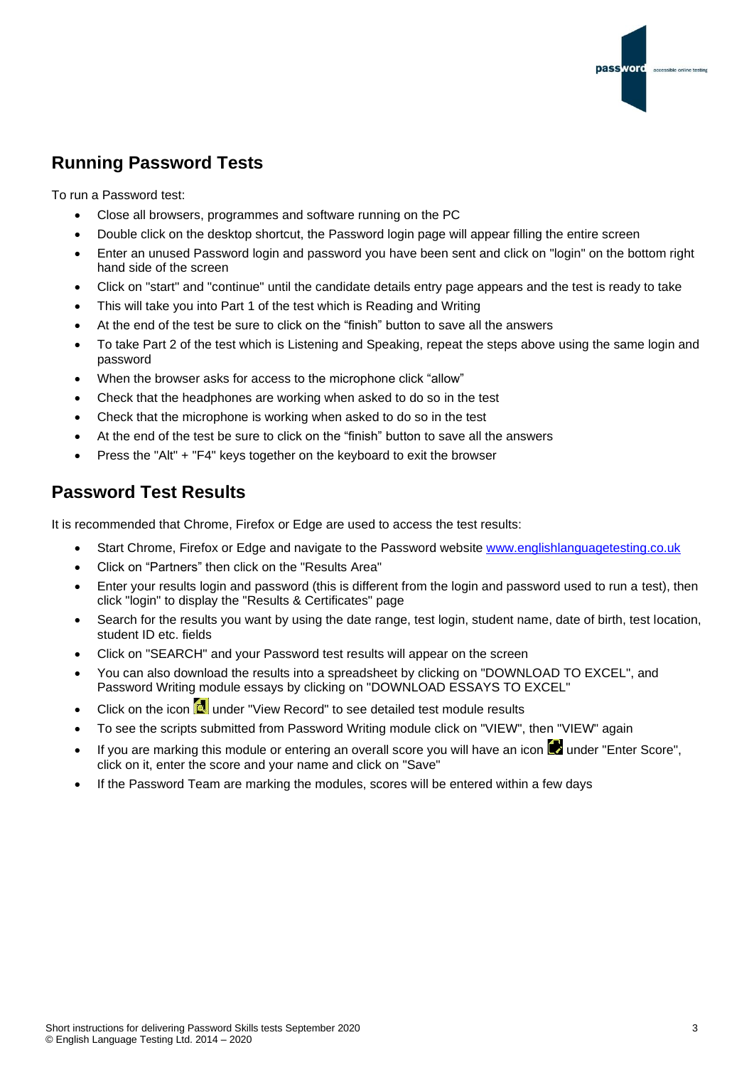## Running Password Tests

To run a Password test:

- Close all browsers, programmes and software running on the PC
- Double click on the desktop shortcut, the Password login page will appear filling the entire screen
- Enter an unused Password login and password you have been sent and click on "login" on the bottom right hand side of the screen
- Click on "start" and "continue" until the candidate details entry page appears and the test is ready to take
- This will take you into Part 1 of the test which is Reading and Writing
- At the end of the test be sure to click on the "finish" button to save all the answers
- To take Part 2 of the test which is Listening and Speaking, repeat the steps above using the same login and password
- When the browser asks for access to the microphone click "allow"
- Check that the headphones are working when asked to do so in the test
- Check that the microphone is working when asked to do so in the test
- At the end of the test be sure to click on the "finish" button to save all the answers
- Press the "Alt" + "F4" keys together on the keyboard to exit the browser

## Password Test Results

It is recommended that Chrome, Firefox or Edge are used to access the test results:

- Start Chrome, Firefox or Edge and navigate to the Password website [www.englishlanguagetesting.co.uk](http://www.englishlanguagetesting.co.uk)
- Click on "Partners" then click on the "Results Area"
- Enter your results login and password (this is different from the login and password used to run a test), then click "login" to display the "Results & Certificates" page
- Search for the results you want by using the date range, test login, student name, date of birth, test location, student ID etc. fields
- Click on "SEARCH" and your Password test results will appear on the screen
- You can also download the results into a spreadsheet by clicking on "DOWNLOAD TO EXCEL", and Password Writing module essays by clicking on "DOWNLOAD ESSAYS TO EXCEL"
- Click on the icon under "View Record" to see detailed test module results
- To see the scripts submitted from Password Writing module click on "VIEW", then "VIEW" again
- If you are marking this module or entering an overall score you will have an icon under "Enter Score", click on it, enter the score and your name and click on "Save"
- If the Password Team are marking the modules, scores will be entered within a few days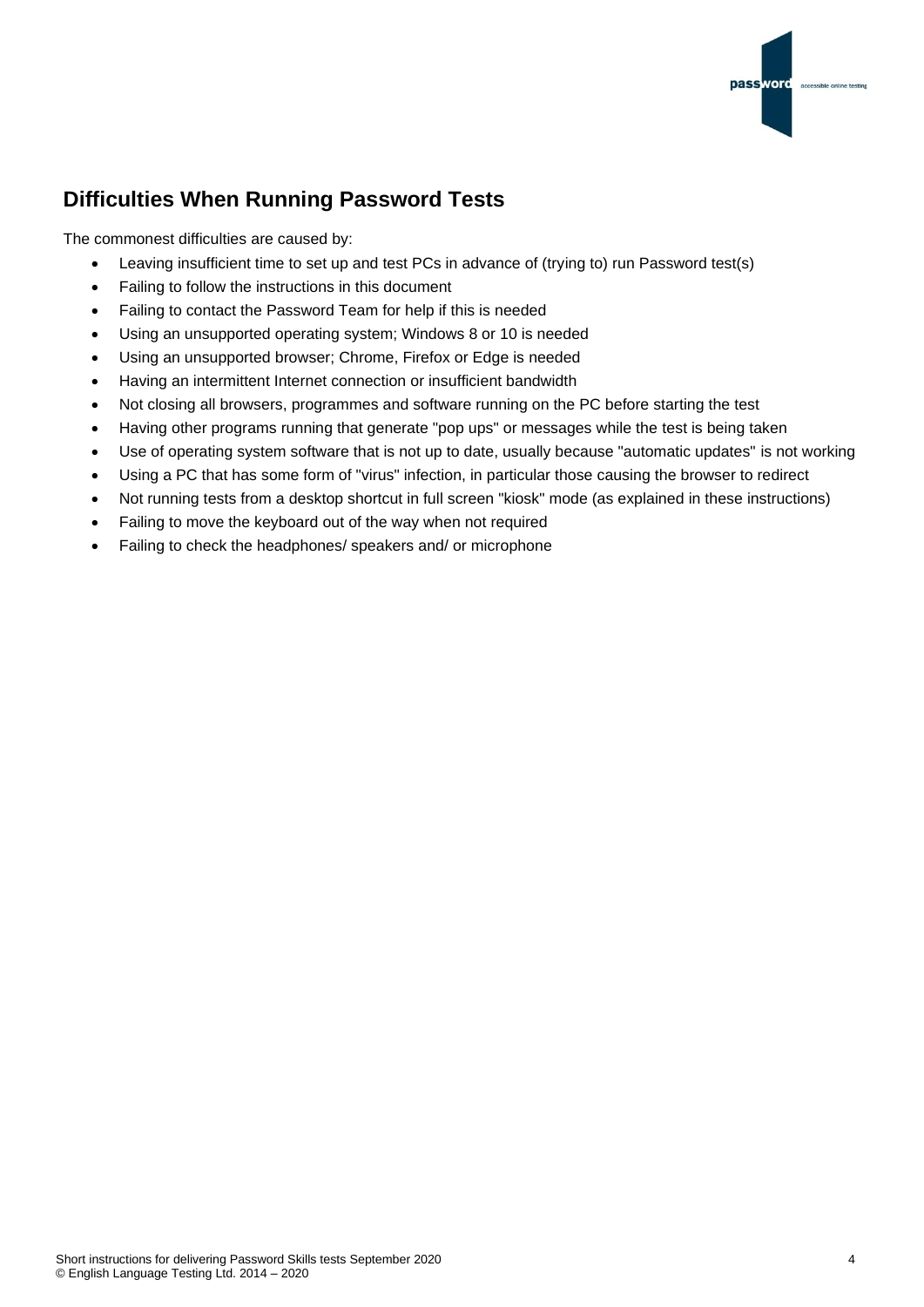## Difficulties When Running Password Tests

The commonest difficulties are caused by:

- Leaving insufficient time to set up and test PCs in advance of (trying to) run Password test(s)
- Failing to follow the instructions in this document
- Failing to contact the Password Team for help if this is needed
- Using an unsupported operating system; Windows 8 or 10 is needed
- Using an unsupported browser; Chrome, Firefox or Edge is needed
- Having an intermittent Internet connection or insufficient bandwidth
- Not closing all browsers, programmes and software running on the PC before starting the test
- Having other programs running that generate "pop ups" or messages while the test is being taken
- Use of operating system software that is not up to date, usually because "automatic updates" is not working
- Using a PC that has some form of "virus" infection, in particular those causing the browser to redirect
- Not running tests from a desktop shortcut in full screen "kiosk" mode (as explained in these instructions)
- Failing to move the keyboard out of the way when not required
- Failing to check the headphones/ speakers and/ or microphone